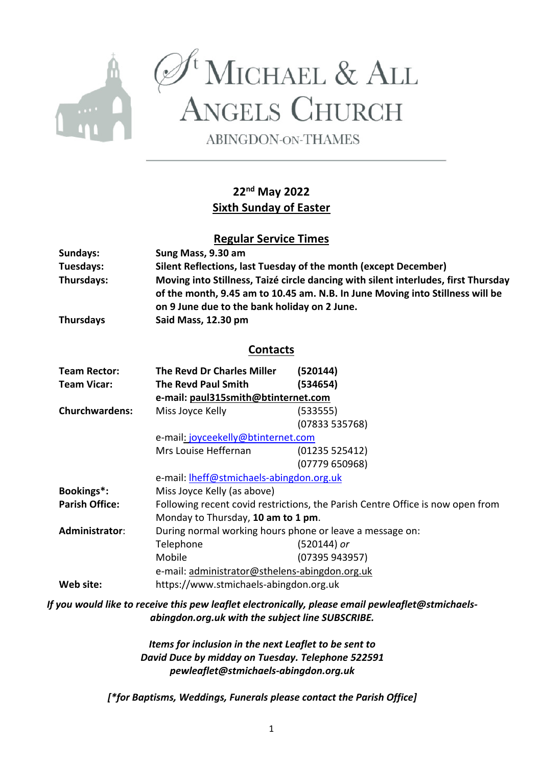# St Michael & All Angels Church

ABINGDON-ON-THAMES

**22nd May 2022**
**Sixth Sunday of Easter**

## Regular Service Times

| | |
|---|---|
| **Sundays:** | **Sung Mass, 9.30 am** |
| **Tuesdays:** | **Silent Reflections, last Tuesday of the month (except December)** |
| **Thursdays:** | **Moving into Stillness, Taizé circle dancing with silent interludes, first Thursday of the month, 9.45 am to 10.45 am. N.B. In June Moving into Stillness will be on 9 June due to the bank holiday on 2 June.** |
| **Thursdays** | **Said Mass, 12.30 pm** |

## Contacts

| | | |
|---|---|---|
| **Team Rector:** | **The Revd Dr Charles Miller** | **(520144)** |
| **Team Vicar:** | **The Revd Paul Smith** | **(534654)** |
| | **e-mail: paul315smith@btinternet.com** | |
| **Churchwardens:** | Miss Joyce Kelly | (533555) |
| | | (07833 535768) |
| | e-mail: joyceekelly@btinternet.com | |
| | Mrs Louise Heffernan | (01235 525412) |
| | | (07779 650968) |
| | e-mail: lheff@stmichaels-abingdon.org.uk | |
| **Bookings*:** | Miss Joyce Kelly (as above) | |
| **Parish Office:** | Following recent covid restrictions, the Parish Centre Office is now open from Monday to Thursday, **10 am to 1 pm**. | |
| **Administrator**: | During normal working hours phone or leave a message on: | |
| | Telephone | (520144) *or* |
| | Mobile | (07395 943957) |
| | e-mail: administrator@sthelens-abingdon.org.uk | |
| **Web site:** | https://www.stmichaels-abingdon.org.uk | |

***If you would like to receive this pew leaflet electronically, please email pewleaflet@stmichaels-abingdon.org.uk with the subject line SUBSCRIBE.***

***Items for inclusion in the next Leaflet to be sent to David Duce by midday on Tuesday. Telephone 522591 pewleaflet@stmichaels-abingdon.org.uk***

***[*for Baptisms, Weddings, Funerals please contact the Parish Office]***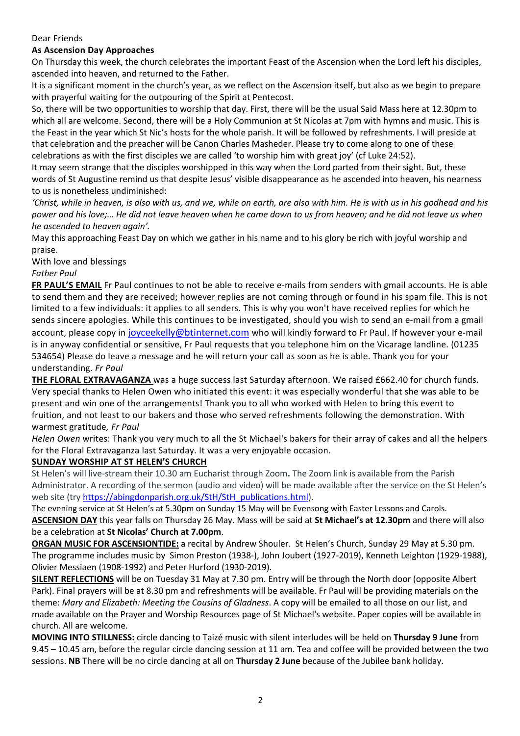Dear Friends

**As Ascension Day Approaches**

On Thursday this week, the church celebrates the important Feast of the Ascension when the Lord left his disciples, ascended into heaven, and returned to the Father.

It is a significant moment in the church's year, as we reflect on the Ascension itself, but also as we begin to prepare with prayerful waiting for the outpouring of the Spirit at Pentecost.

So, there will be two opportunities to worship that day. First, there will be the usual Said Mass here at 12.30pm to which all are welcome. Second, there will be a Holy Communion at St Nicolas at 7pm with hymns and music. This is the Feast in the year which St Nic's hosts for the whole parish. It will be followed by refreshments. I will preside at that celebration and the preacher will be Canon Charles Masheder. Please try to come along to one of these celebrations as with the first disciples we are called 'to worship him with great joy' (cf Luke 24:52).

It may seem strange that the disciples worshipped in this way when the Lord parted from their sight. But, these words of St Augustine remind us that despite Jesus' visible disappearance as he ascended into heaven, his nearness to us is nonetheless undiminished:

*'Christ, while in heaven, is also with us, and we, while on earth, are also with him. He is with us in his godhead and his power and his love;… He did not leave heaven when he came down to us from heaven; and he did not leave us when he ascended to heaven again'.*

May this approaching Feast Day on which we gather in his name and to his glory be rich with joyful worship and praise.

With love and blessings

*Father Paul*

**FR PAUL'S EMAIL** Fr Paul continues to not be able to receive e-mails from senders with gmail accounts. He is able to send them and they are received; however replies are not coming through or found in his spam file. This is not limited to a few individuals: it applies to all senders. This is why you won't have received replies for which he sends sincere apologies. While this continues to be investigated, should you wish to send an e-mail from a gmail account, please copy in joyceekelly@btinternet.com who will kindly forward to Fr Paul. If however your e-mail is in anyway confidential or sensitive, Fr Paul requests that you telephone him on the Vicarage landline. (01235 534654) Please do leave a message and he will return your call as soon as he is able. Thank you for your understanding. *Fr Paul*

**THE FLORAL EXTRAVAGANZA** was a huge success last Saturday afternoon. We raised £662.40 for church funds. Very special thanks to Helen Owen who initiated this event: it was especially wonderful that she was able to be present and win one of the arrangements! Thank you to all who worked with Helen to bring this event to fruition, and not least to our bakers and those who served refreshments following the demonstration. With warmest gratitude*, Fr Paul*

*Helen Owen* writes: Thank you very much to all the St Michael's bakers for their array of cakes and all the helpers for the Floral Extravaganza last Saturday. It was a very enjoyable occasion.

**SUNDAY WORSHIP AT ST HELEN'S CHURCH**

St Helen's will live-stream their 10.30 am Eucharist through Zoom**.** The Zoom link is available from the Parish Administrator. A recording of the sermon (audio and video) will be made available after the service on the St Helen's web site (try https://abingdonparish.org.uk/StH/StH_publications.html).

The evening service at St Helen's at 5.30pm on Sunday 15 May will be Evensong with Easter Lessons and Carols.

**ASCENSION DAY** this year falls on Thursday 26 May. Mass will be said at **St Michael's at 12.30pm** and there will also be a celebration at **St Nicolas' Church at 7.00pm**.

**ORGAN MUSIC FOR ASCENSIONTIDE:** a recital by Andrew Shouler. St Helen's Church, Sunday 29 May at 5.30 pm. The programme includes music by Simon Preston (1938-), John Joubert (1927-2019), Kenneth Leighton (1929-1988), Olivier Messiaen (1908-1992) and Peter Hurford (1930-2019).

**SILENT REFLECTIONS** will be on Tuesday 31 May at 7.30 pm. Entry will be through the North door (opposite Albert Park). Final prayers will be at 8.30 pm and refreshments will be available. Fr Paul will be providing materials on the theme: *Mary and Elizabeth: Meeting the Cousins of Gladness*. A copy will be emailed to all those on our list, and made available on the Prayer and Worship Resources page of St Michael's website. Paper copies will be available in church. All are welcome.

**MOVING INTO STILLNESS:** circle dancing to Taizé music with silent interludes will be held on **Thursday 9 June** from 9.45 – 10.45 am, before the regular circle dancing session at 11 am. Tea and coffee will be provided between the two sessions. **NB** There will be no circle dancing at all on **Thursday 2 June** because of the Jubilee bank holiday.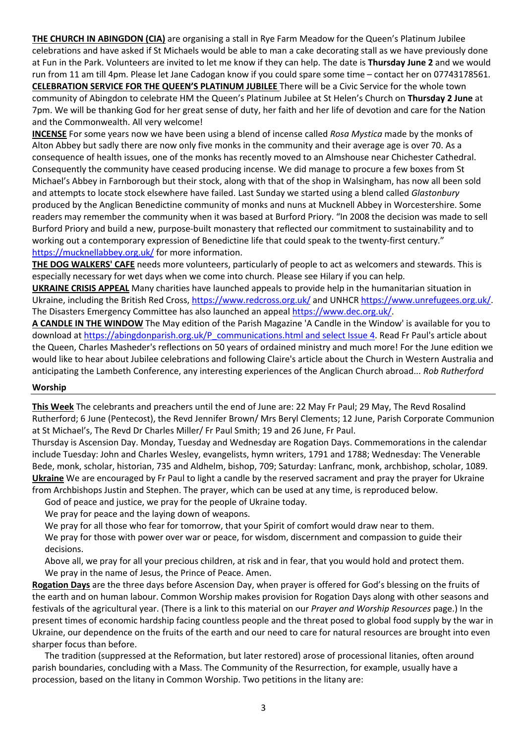**THE CHURCH IN ABINGDON (CIA)** are organising a stall in Rye Farm Meadow for the Queen's Platinum Jubilee celebrations and have asked if St Michaels would be able to man a cake decorating stall as we have previously done at Fun in the Park. Volunteers are invited to let me know if they can help. The date is **Thursday June 2** and we would run from 11 am till 4pm. Please let Jane Cadogan know if you could spare some time – contact her on 07743178561.

**CELEBRATION SERVICE FOR THE QUEEN'S PLATINUM JUBILEE** There will be a Civic Service for the whole town community of Abingdon to celebrate HM the Queen's Platinum Jubilee at St Helen's Church on **Thursday 2 June** at 7pm. We will be thanking God for her great sense of duty, her faith and her life of devotion and care for the Nation and the Commonwealth. All very welcome!

**INCENSE** For some years now we have been using a blend of incense called *Rosa Mystica* made by the monks of Alton Abbey but sadly there are now only five monks in the community and their average age is over 70. As a consequence of health issues, one of the monks has recently moved to an Almshouse near Chichester Cathedral. Consequently the community have ceased producing incense. We did manage to procure a few boxes from St Michael's Abbey in Farnborough but their stock, along with that of the shop in Walsingham, has now all been sold and attempts to locate stock elsewhere have failed. Last Sunday we started using a blend called *Glastonbury* produced by the Anglican Benedictine community of monks and nuns at Mucknell Abbey in Worcestershire. Some readers may remember the community when it was based at Burford Priory. "In 2008 the decision was made to sell Burford Priory and build a new, purpose-built monastery that reflected our commitment to sustainability and to working out a contemporary expression of Benedictine life that could speak to the twenty-first century." https://mucknellabbey.org.uk/ for more information.

**THE DOG WALKERS' CAFE** needs more volunteers, particularly of people to act as welcomers and stewards. This is especially necessary for wet days when we come into church. Please see Hilary if you can help.

**UKRAINE CRISIS APPEAL** Many charities have launched appeals to provide help in the humanitarian situation in Ukraine, including the British Red Cross, https://www.redcross.org.uk/ and UNHCR https://www.unrefugees.org.uk/. The Disasters Emergency Committee has also launched an appeal https://www.dec.org.uk/.

**A CANDLE IN THE WINDOW** The May edition of the Parish Magazine 'A Candle in the Window' is available for you to download at https://abingdonparish.org.uk/P_communications.html and select Issue 4. Read Fr Paul's article about the Queen, Charles Masheder's reflections on 50 years of ordained ministry and much more! For the June edition we would like to hear about Jubilee celebrations and following Claire's article about the Church in Western Australia and anticipating the Lambeth Conference, any interesting experiences of the Anglican Church abroad... *Rob Rutherford*

## Worship

**This Week** The celebrants and preachers until the end of June are: 22 May Fr Paul; 29 May, The Revd Rosalind Rutherford; 6 June (Pentecost), the Revd Jennifer Brown/ Mrs Beryl Clements; 12 June, Parish Corporate Communion at St Michael's, The Revd Dr Charles Miller/ Fr Paul Smith; 19 and 26 June, Fr Paul.

Thursday is Ascension Day. Monday, Tuesday and Wednesday are Rogation Days. Commemorations in the calendar include Tuesday: John and Charles Wesley, evangelists, hymn writers, 1791 and 1788; Wednesday: The Venerable Bede, monk, scholar, historian, 735 and Aldhelm, bishop, 709; Saturday: Lanfranc, monk, archbishop, scholar, 1089.

**Ukraine** We are encouraged by Fr Paul to light a candle by the reserved sacrament and pray the prayer for Ukraine from Archbishops Justin and Stephen. The prayer, which can be used at any time, is reproduced below.

> God of peace and justice, we pray for the people of Ukraine today.
> We pray for peace and the laying down of weapons.
> We pray for all those who fear for tomorrow, that your Spirit of comfort would draw near to them.
> We pray for those with power over war or peace, for wisdom, discernment and compassion to guide their decisions.
> Above all, we pray for all your precious children, at risk and in fear, that you would hold and protect them.
> We pray in the name of Jesus, the Prince of Peace. Amen.

**Rogation Days** are the three days before Ascension Day, when prayer is offered for God's blessing on the fruits of the earth and on human labour. Common Worship makes provision for Rogation Days along with other seasons and festivals of the agricultural year. (There is a link to this material on our *Prayer and Worship Resources* page.) In the present times of economic hardship facing countless people and the threat posed to global food supply by the war in Ukraine, our dependence on the fruits of the earth and our need to care for natural resources are brought into even sharper focus than before.

The tradition (suppressed at the Reformation, but later restored) arose of processional litanies, often around parish boundaries, concluding with a Mass. The Community of the Resurrection, for example, usually have a procession, based on the litany in Common Worship. Two petitions in the litany are: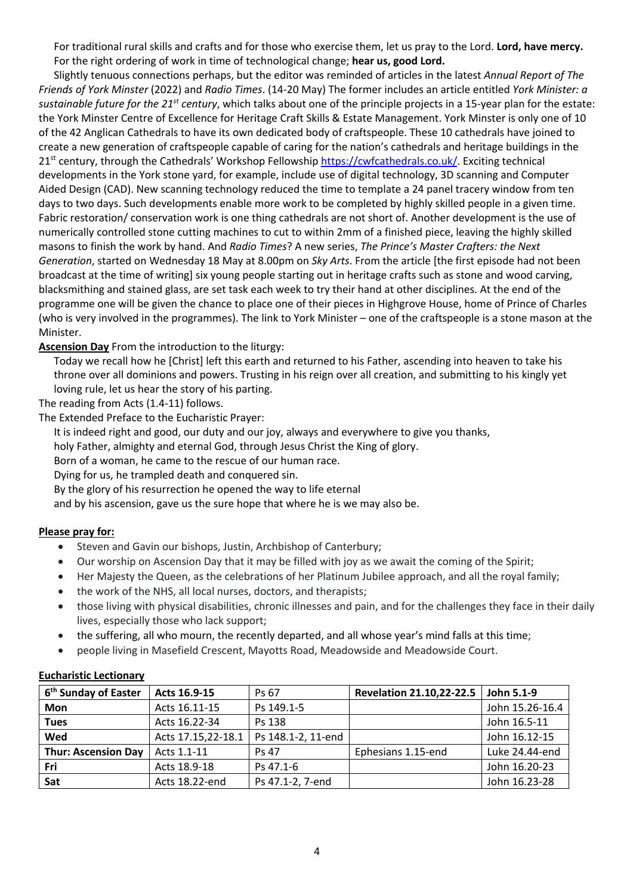For traditional rural skills and crafts and for those who exercise them, let us pray to the Lord. **Lord, have mercy.**
For the right ordering of work in time of technological change; **hear us, good Lord.**

Slightly tenuous connections perhaps, but the editor was reminded of articles in the latest *Annual Report of The Friends of York Minster* (2022) and *Radio Times*. (14-20 May) The former includes an article entitled *York Minster: a sustainable future for the 21st century*, which talks about one of the principle projects in a 15-year plan for the estate: the York Minster Centre of Excellence for Heritage Craft Skills & Estate Management. York Minster is only one of 10 of the 42 Anglican Cathedrals to have its own dedicated body of craftspeople. These 10 cathedrals have joined to create a new generation of craftspeople capable of caring for the nation's cathedrals and heritage buildings in the 21st century, through the Cathedrals' Workshop Fellowship https://cwfcathedrals.co.uk/. Exciting technical developments in the York stone yard, for example, include use of digital technology, 3D scanning and Computer Aided Design (CAD). New scanning technology reduced the time to template a 24 panel tracery window from ten days to two days. Such developments enable more work to be completed by highly skilled people in a given time. Fabric restoration/ conservation work is one thing cathedrals are not short of. Another development is the use of numerically controlled stone cutting machines to cut to within 2mm of a finished piece, leaving the highly skilled masons to finish the work by hand. And *Radio Times*? A new series, *The Prince's Master Crafters: the Next Generation*, started on Wednesday 18 May at 8.00pm on *Sky Arts*. From the article [the first episode had not been broadcast at the time of writing] six young people starting out in heritage crafts such as stone and wood carving, blacksmithing and stained glass, are set task each week to try their hand at other disciplines. At the end of the programme one will be given the chance to place one of their pieces in Highgrove House, home of Prince of Charles (who is very involved in the programmes). The link to York Minister – one of the craftspeople is a stone mason at the Minister.

**Ascension Day** From the introduction to the liturgy:

Today we recall how he [Christ] left this earth and returned to his Father, ascending into heaven to take his throne over all dominions and powers. Trusting in his reign over all creation, and submitting to his kingly yet loving rule, let us hear the story of his parting.

The reading from Acts (1.4-11) follows.

The Extended Preface to the Eucharistic Prayer:

It is indeed right and good, our duty and our joy, always and everywhere to give you thanks,
holy Father, almighty and eternal God, through Jesus Christ the King of glory.
Born of a woman, he came to the rescue of our human race.
Dying for us, he trampled death and conquered sin.
By the glory of his resurrection he opened the way to life eternal
and by his ascension, gave us the sure hope that where he is we may also be.

**Please pray for:**

- Steven and Gavin our bishops, Justin, Archbishop of Canterbury;
- Our worship on Ascension Day that it may be filled with joy as we await the coming of the Spirit;
- Her Majesty the Queen, as the celebrations of her Platinum Jubilee approach, and all the royal family;
- the work of the NHS, all local nurses, doctors, and therapists;
- those living with physical disabilities, chronic illnesses and pain, and for the challenges they face in their daily lives, especially those who lack support;
- the suffering, all who mourn, the recently departed, and all whose year's mind falls at this time;
- people living in Masefield Crescent, Mayotts Road, Meadowside and Meadowside Court.

**Eucharistic Lectionary**

| 6th Sunday of Easter | Acts 16.9-15 | Ps 67 | Revelation 21.10,22-22.5 | John 5.1-9 |
|---|---|---|---|---|
| **Mon** | Acts 16.11-15 | Ps 149.1-5 | | John 15.26-16.4 |
| **Tues** | Acts 16.22-34 | Ps 138 | | John 16.5-11 |
| **Wed** | Acts 17.15,22-18.1 | Ps 148.1-2, 11-end | | John 16.12-15 |
| **Thur: Ascension Day** | Acts 1.1-11 | Ps 47 | Ephesians 1.15-end | Luke 24.44-end |
| **Fri** | Acts 18.9-18 | Ps 47.1-6 | | John 16.20-23 |
| **Sat** | Acts 18.22-end | Ps 47.1-2, 7-end | | John 16.23-28 |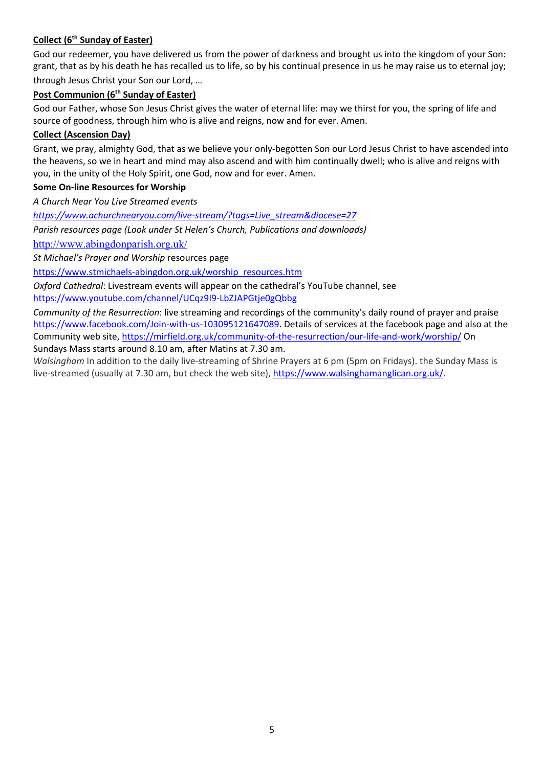**Collect (6th Sunday of Easter)**

God our redeemer, you have delivered us from the power of darkness and brought us into the kingdom of your Son: grant, that as by his death he has recalled us to life, so by his continual presence in us he may raise us to eternal joy; through Jesus Christ your Son our Lord, …

**Post Communion (6th Sunday of Easter)**

God our Father, whose Son Jesus Christ gives the water of eternal life: may we thirst for you, the spring of life and source of goodness, through him who is alive and reigns, now and for ever. Amen.

**Collect (Ascension Day)**

Grant, we pray, almighty God, that as we believe your only-begotten Son our Lord Jesus Christ to have ascended into the heavens, so we in heart and mind may also ascend and with him continually dwell; who is alive and reigns with you, in the unity of the Holy Spirit, one God, now and for ever. Amen.

**Some On-line Resources for Worship**

*A Church Near You Live Streamed events*

*https://www.achurchnearyou.com/live-stream/?tags=Live_stream&diocese=27*

*Parish resources page (Look under St Helen's Church, Publications and downloads)*

http://www.abingdonparish.org.uk/

*St Michael's Prayer and Worship* resources page

https://www.stmichaels-abingdon.org.uk/worship_resources.htm

*Oxford Cathedral*: Livestream events will appear on the cathedral's YouTube channel, see https://www.youtube.com/channel/UCqz9I9-LbZJAPGtje0gQbbg

*Community of the Resurrection*: live streaming and recordings of the community's daily round of prayer and praise https://www.facebook.com/Join-with-us-103095121647089. Details of services at the facebook page and also at the Community web site, https://mirfield.org.uk/community-of-the-resurrection/our-life-and-work/worship/ On Sundays Mass starts around 8.10 am, after Matins at 7.30 am.

*Walsingham* In addition to the daily live-streaming of Shrine Prayers at 6 pm (5pm on Fridays). the Sunday Mass is live-streamed (usually at 7.30 am, but check the web site), https://www.walsinghamanglican.org.uk/.